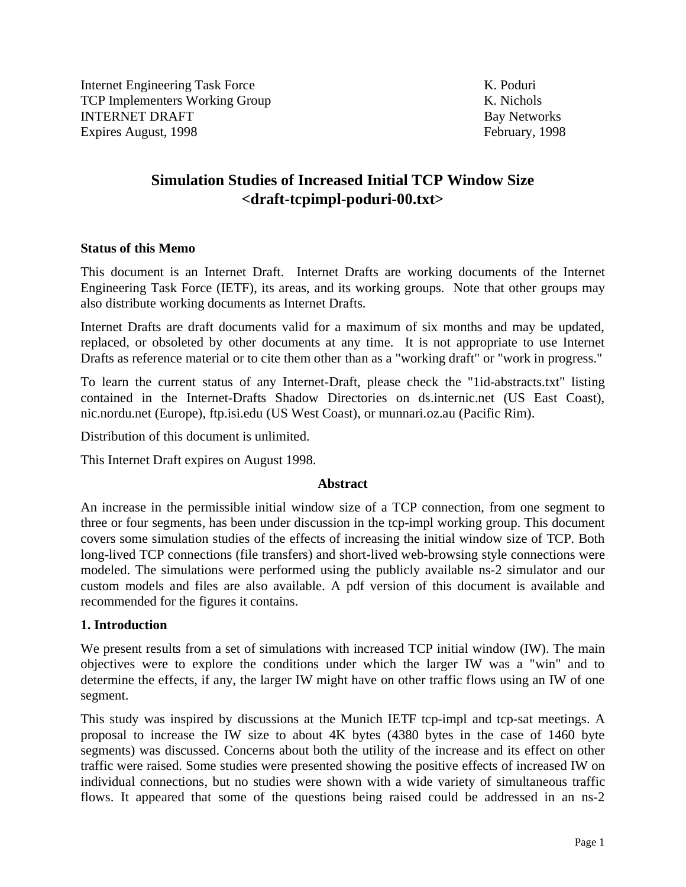Internet Engineering Task Force  
TCP Implementers Working Group  
INTERNET DRAFT  
Expires August, 1998

K. Poduri  
K. Nichols  
Bay Networks  
February, 1998

# Simulation Studies of Increased Initial TCP Window Size <draft-tcpimpl-poduri-00.txt>

### Status of this Memo

This document is an Internet Draft. Internet Drafts are working documents of the Internet Engineering Task Force (IETF), its areas, and its working groups. Note that other groups may also distribute working documents as Internet Drafts.

Internet Drafts are draft documents valid for a maximum of six months and may be updated, replaced, or obsoleted by other documents at any time. It is not appropriate to use Internet Drafts as reference material or to cite them other than as a "working draft" or "work in progress."

To learn the current status of any Internet-Draft, please check the "1id-abstracts.txt" listing contained in the Internet-Drafts Shadow Directories on ds.internic.net (US East Coast), nic.nordu.net (Europe), ftp.isi.edu (US West Coast), or munnari.oz.au (Pacific Rim).

Distribution of this document is unlimited.

This Internet Draft expires on August 1998.

### Abstract

An increase in the permissible initial window size of a TCP connection, from one segment to three or four segments, has been under discussion in the tcp-impl working group. This document covers some simulation studies of the effects of increasing the initial window size of TCP. Both long-lived TCP connections (file transfers) and short-lived web-browsing style connections were modeled. The simulations were performed using the publicly available ns-2 simulator and our custom models and files are also available. A pdf version of this document is available and recommended for the figures it contains.

### 1. Introduction

We present results from a set of simulations with increased TCP initial window (IW). The main objectives were to explore the conditions under which the larger IW was a "win" and to determine the effects, if any, the larger IW might have on other traffic flows using an IW of one segment.

This study was inspired by discussions at the Munich IETF tcp-impl and tcp-sat meetings. A proposal to increase the IW size to about 4K bytes (4380 bytes in the case of 1460 byte segments) was discussed. Concerns about both the utility of the increase and its effect on other traffic were raised. Some studies were presented showing the positive effects of increased IW on individual connections, but no studies were shown with a wide variety of simultaneous traffic flows. It appeared that some of the questions being raised could be addressed in an ns-2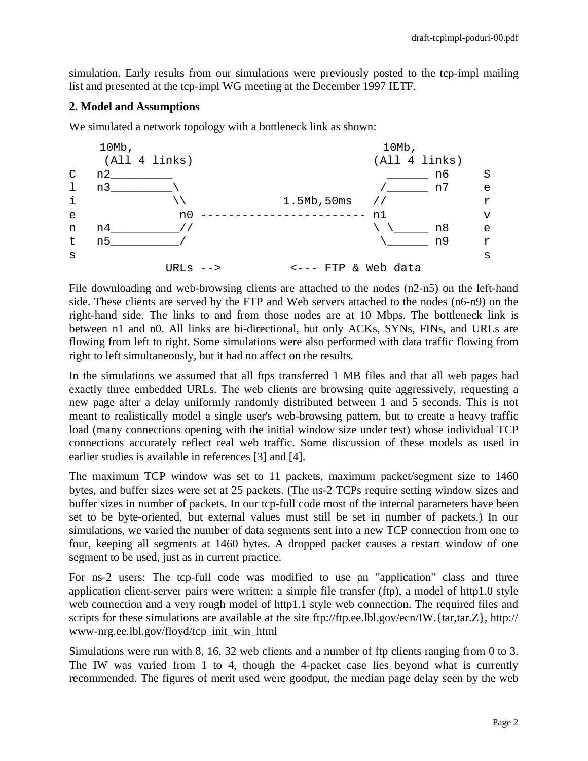simulation. Early results from our simulations were previously posted to the tcp-impl mailing list and presented at the tcp-impl WG meeting at the December 1997 IETF.

**2. Model and Assumptions**

We simulated a network topology with a bottleneck link as shown:

```
     10Mb,                                    10Mb,
      (All 4 links)                          (All 4 links)
C   n2_________                                ______ n6     S
l   n3_________\                              /______ n7     e
i              \\              1.5Mb,50ms   //               r
e               n0 ----------------------- n1                v
n   n4__________//                         \ \_____ n8      e
t   n5__________/                            \______ n9      r
s                                                            s
             URLs -->          <--- FTP & Web data
```

File downloading and web-browsing clients are attached to the nodes (n2-n5) on the left-hand side. These clients are served by the FTP and Web servers attached to the nodes (n6-n9) on the right-hand side. The links to and from those nodes are at 10 Mbps. The bottleneck link is between n1 and n0. All links are bi-directional, but only ACKs, SYNs, FINs, and URLs are flowing from left to right. Some simulations were also performed with data traffic flowing from right to left simultaneously, but it had no affect on the results.

In the simulations we assumed that all ftps transferred 1 MB files and that all web pages had exactly three embedded URLs. The web clients are browsing quite aggressively, requesting a new page after a delay uniformly randomly distributed between 1 and 5 seconds. This is not meant to realistically model a single user's web-browsing pattern, but to create a heavy traffic load (many connections opening with the initial window size under test) whose individual TCP connections accurately reflect real web traffic. Some discussion of these models as used in earlier studies is available in references [3] and [4].

The maximum TCP window was set to 11 packets, maximum packet/segment size to 1460 bytes, and buffer sizes were set at 25 packets. (The ns-2 TCPs require setting window sizes and buffer sizes in number of packets. In our tcp-full code most of the internal parameters have been set to be byte-oriented, but external values must still be set in number of packets.) In our simulations, we varied the number of data segments sent into a new TCP connection from one to four, keeping all segments at 1460 bytes. A dropped packet causes a restart window of one segment to be used, just as in current practice.

For ns-2 users: The tcp-full code was modified to use an "application" class and three application client-server pairs were written: a simple file transfer (ftp), a model of http1.0 style web connection and a very rough model of http1.1 style web connection. The required files and scripts for these simulations are available at the site ftp://ftp.ee.lbl.gov/ecn/IW.{tar,tar.Z}, http://www-nrg.ee.lbl.gov/floyd/tcp_init_win_html

Simulations were run with 8, 16, 32 web clients and a number of ftp clients ranging from 0 to 3. The IW was varied from 1 to 4, though the 4-packet case lies beyond what is currently recommended. The figures of merit used were goodput, the median page delay seen by the web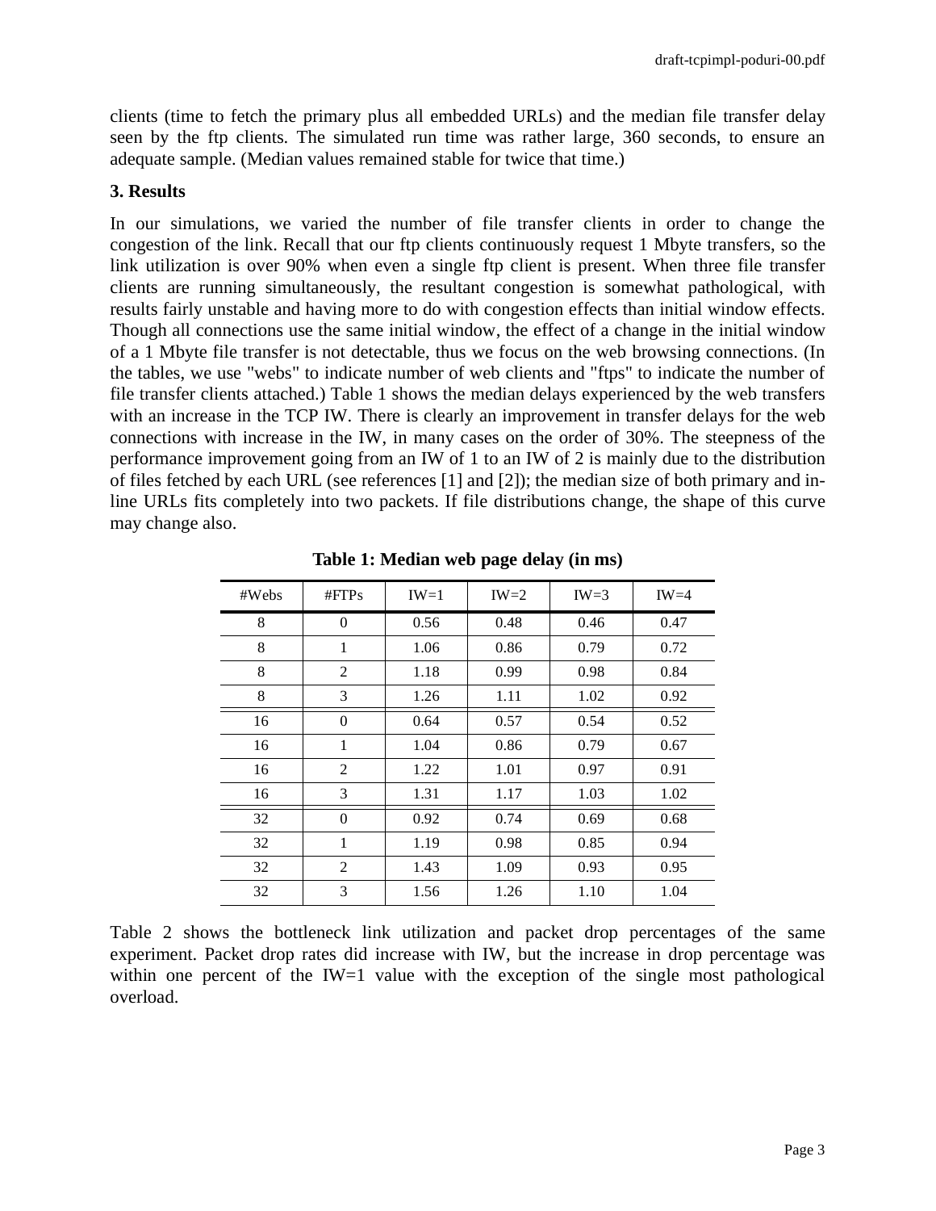clients (time to fetch the primary plus all embedded URLs) and the median file transfer delay seen by the ftp clients. The simulated run time was rather large, 360 seconds, to ensure an adequate sample. (Median values remained stable for twice that time.)

### 3. Results

In our simulations, we varied the number of file transfer clients in order to change the congestion of the link. Recall that our ftp clients continuously request 1 Mbyte transfers, so the link utilization is over 90% when even a single ftp client is present. When three file transfer clients are running simultaneously, the resultant congestion is somewhat pathological, with results fairly unstable and having more to do with congestion effects than initial window effects. Though all connections use the same initial window, the effect of a change in the initial window of a 1 Mbyte file transfer is not detectable, thus we focus on the web browsing connections. (In the tables, we use "webs" to indicate number of web clients and "ftps" to indicate the number of file transfer clients attached.) Table 1 shows the median delays experienced by the web transfers with an increase in the TCP IW. There is clearly an improvement in transfer delays for the web connections with increase in the IW, in many cases on the order of 30%. The steepness of the performance improvement going from an IW of 1 to an IW of 2 is mainly due to the distribution of files fetched by each URL (see references [1] and [2]); the median size of both primary and in-line URLs fits completely into two packets. If file distributions change, the shape of this curve may change also.

**Table 1: Median web page delay (in ms)**

| #Webs | #FTPs | IW=1 | IW=2 | IW=3 | IW=4 |
|---|---|---|---|---|---|
| 8 | 0 | 0.56 | 0.48 | 0.46 | 0.47 |
| 8 | 1 | 1.06 | 0.86 | 0.79 | 0.72 |
| 8 | 2 | 1.18 | 0.99 | 0.98 | 0.84 |
| 8 | 3 | 1.26 | 1.11 | 1.02 | 0.92 |
| 16 | 0 | 0.64 | 0.57 | 0.54 | 0.52 |
| 16 | 1 | 1.04 | 0.86 | 0.79 | 0.67 |
| 16 | 2 | 1.22 | 1.01 | 0.97 | 0.91 |
| 16 | 3 | 1.31 | 1.17 | 1.03 | 1.02 |
| 32 | 0 | 0.92 | 0.74 | 0.69 | 0.68 |
| 32 | 1 | 1.19 | 0.98 | 0.85 | 0.94 |
| 32 | 2 | 1.43 | 1.09 | 0.93 | 0.95 |
| 32 | 3 | 1.56 | 1.26 | 1.10 | 1.04 |

Table 2 shows the bottleneck link utilization and packet drop percentages of the same experiment. Packet drop rates did increase with IW, but the increase in drop percentage was within one percent of the IW=1 value with the exception of the single most pathological overload.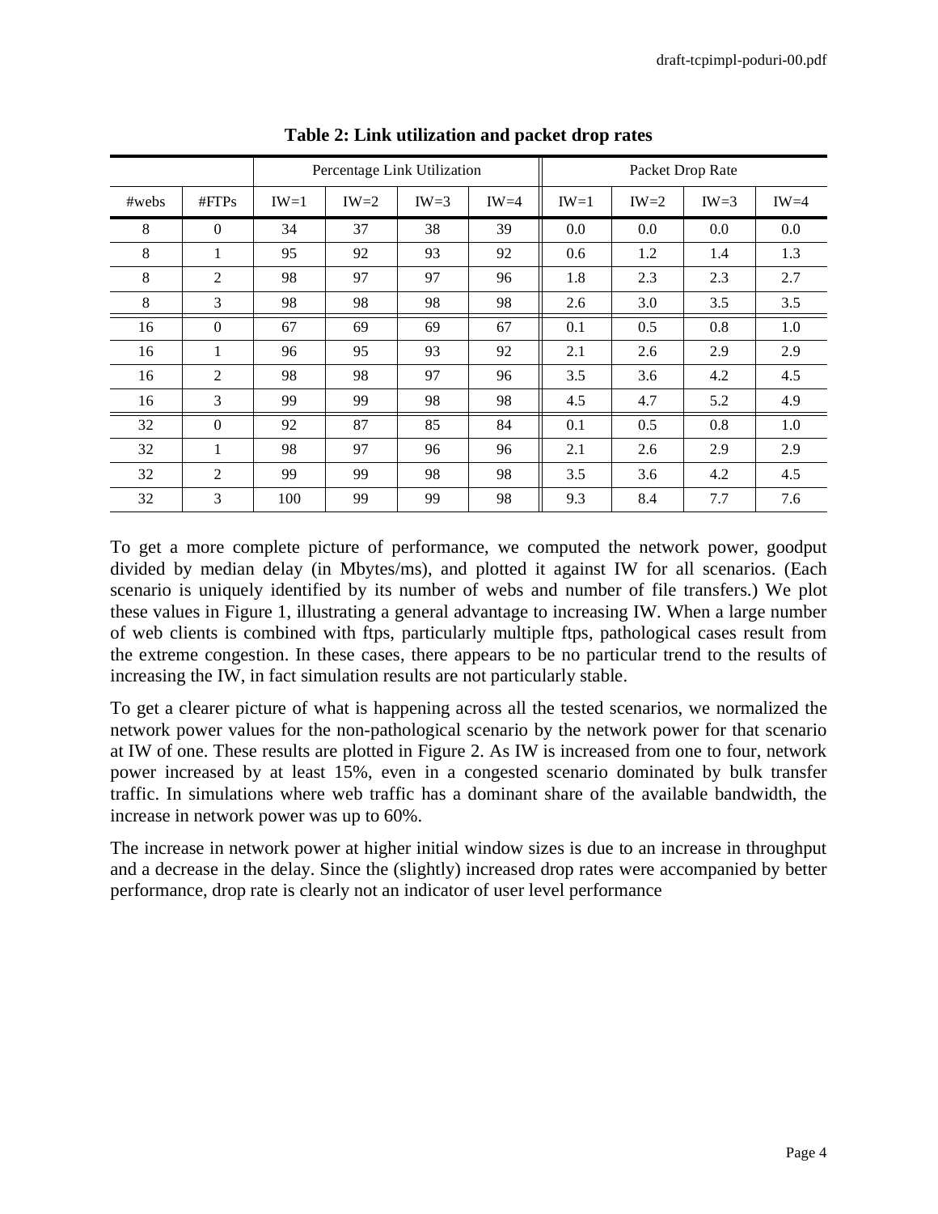**Table 2: Link utilization and packet drop rates**

| | | Percentage Link Utilization | | | | Packet Drop Rate | | | |
|---|---|---|---|---|---|---|---|---|---|
| #webs | #FTPs | IW=1 | IW=2 | IW=3 | IW=4 | IW=1 | IW=2 | IW=3 | IW=4 |
| 8 | 0 | 34 | 37 | 38 | 39 | 0.0 | 0.0 | 0.0 | 0.0 |
| 8 | 1 | 95 | 92 | 93 | 92 | 0.6 | 1.2 | 1.4 | 1.3 |
| 8 | 2 | 98 | 97 | 97 | 96 | 1.8 | 2.3 | 2.3 | 2.7 |
| 8 | 3 | 98 | 98 | 98 | 98 | 2.6 | 3.0 | 3.5 | 3.5 |
| 16 | 0 | 67 | 69 | 69 | 67 | 0.1 | 0.5 | 0.8 | 1.0 |
| 16 | 1 | 96 | 95 | 93 | 92 | 2.1 | 2.6 | 2.9 | 2.9 |
| 16 | 2 | 98 | 98 | 97 | 96 | 3.5 | 3.6 | 4.2 | 4.5 |
| 16 | 3 | 99 | 99 | 98 | 98 | 4.5 | 4.7 | 5.2 | 4.9 |
| 32 | 0 | 92 | 87 | 85 | 84 | 0.1 | 0.5 | 0.8 | 1.0 |
| 32 | 1 | 98 | 97 | 96 | 96 | 2.1 | 2.6 | 2.9 | 2.9 |
| 32 | 2 | 99 | 99 | 98 | 98 | 3.5 | 3.6 | 4.2 | 4.5 |
| 32 | 3 | 100 | 99 | 99 | 98 | 9.3 | 8.4 | 7.7 | 7.6 |

To get a more complete picture of performance, we computed the network power, goodput divided by median delay (in Mbytes/ms), and plotted it against IW for all scenarios. (Each scenario is uniquely identified by its number of webs and number of file transfers.) We plot these values in Figure 1, illustrating a general advantage to increasing IW. When a large number of web clients is combined with ftps, particularly multiple ftps, pathological cases result from the extreme congestion. In these cases, there appears to be no particular trend to the results of increasing the IW, in fact simulation results are not particularly stable.

To get a clearer picture of what is happening across all the tested scenarios, we normalized the network power values for the non-pathological scenario by the network power for that scenario at IW of one. These results are plotted in Figure 2. As IW is increased from one to four, network power increased by at least 15%, even in a congested scenario dominated by bulk transfer traffic. In simulations where web traffic has a dominant share of the available bandwidth, the increase in network power was up to 60%.

The increase in network power at higher initial window sizes is due to an increase in throughput and a decrease in the delay. Since the (slightly) increased drop rates were accompanied by better performance, drop rate is clearly not an indicator of user level performance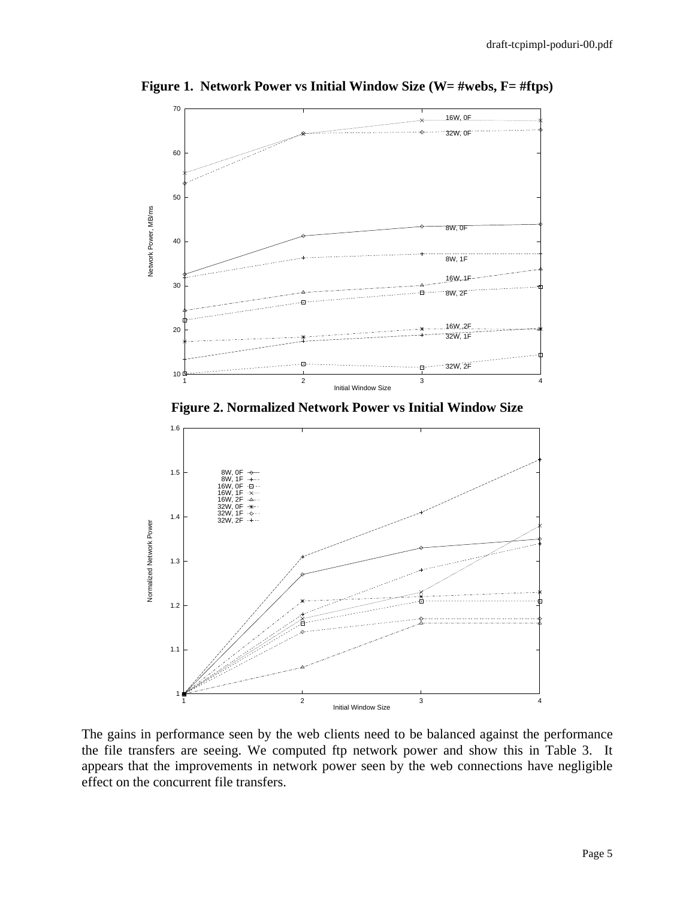**Figure 1. Network Power vs Initial Window Size (W= #webs, F= #ftps)**

**Figure 2. Normalized Network Power vs Initial Window Size**

The gains in performance seen by the web clients need to be balanced against the performance the file transfers are seeing. We computed ftp network power and show this in Table 3. It appears that the improvements in network power seen by the web connections have negligible effect on the concurrent file transfers.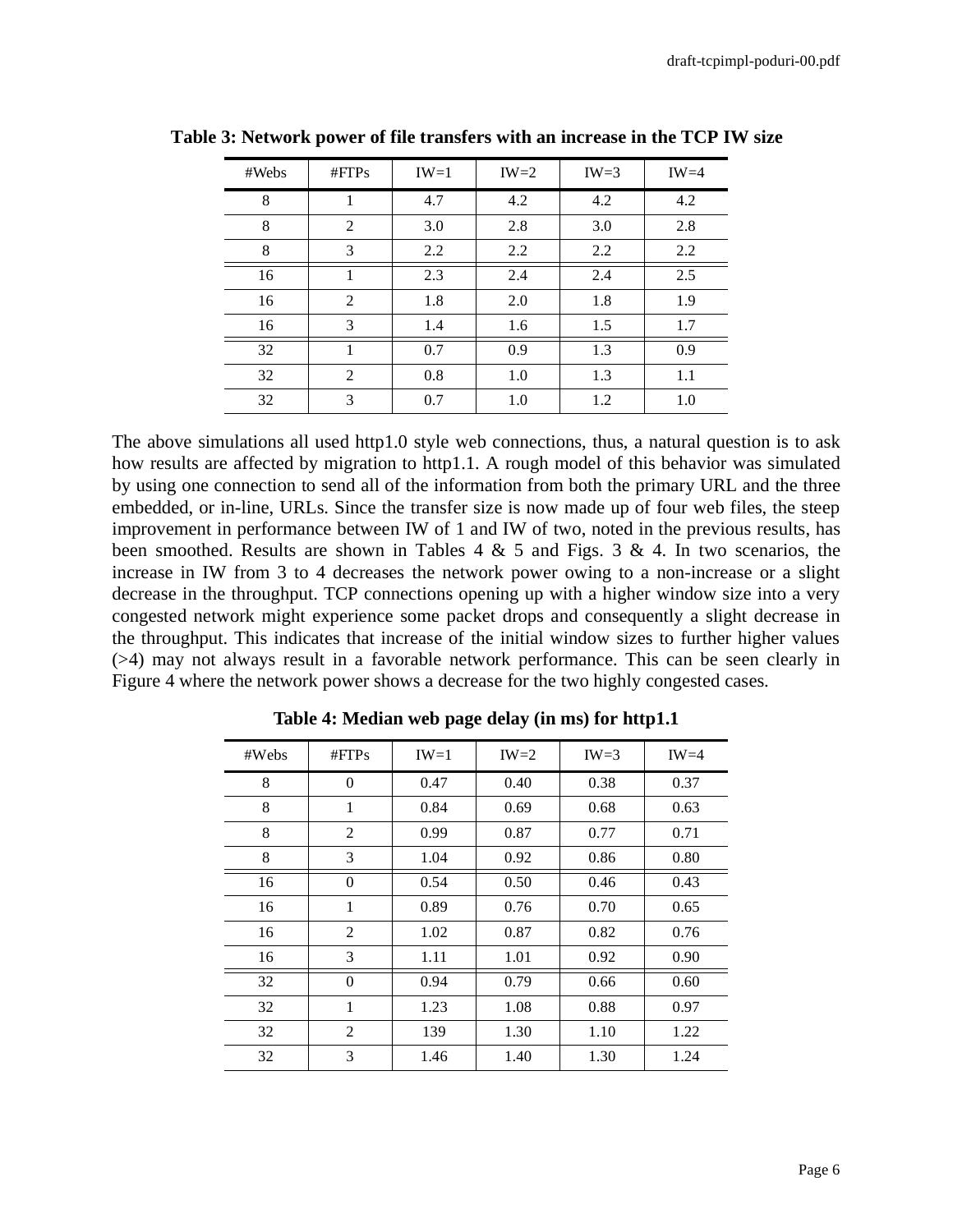**Table 3: Network power of file transfers with an increase in the TCP IW size**

| #Webs | #FTPs | IW=1 | IW=2 | IW=3 | IW=4 |
|---|---|---|---|---|---|
| 8 | 1 | 4.7 | 4.2 | 4.2 | 4.2 |
| 8 | 2 | 3.0 | 2.8 | 3.0 | 2.8 |
| 8 | 3 | 2.2 | 2.2 | 2.2 | 2.2 |
| 16 | 1 | 2.3 | 2.4 | 2.4 | 2.5 |
| 16 | 2 | 1.8 | 2.0 | 1.8 | 1.9 |
| 16 | 3 | 1.4 | 1.6 | 1.5 | 1.7 |
| 32 | 1 | 0.7 | 0.9 | 1.3 | 0.9 |
| 32 | 2 | 0.8 | 1.0 | 1.3 | 1.1 |
| 32 | 3 | 0.7 | 1.0 | 1.2 | 1.0 |

The above simulations all used http1.0 style web connections, thus, a natural question is to ask how results are affected by migration to http1.1. A rough model of this behavior was simulated by using one connection to send all of the information from both the primary URL and the three embedded, or in-line, URLs. Since the transfer size is now made up of four web files, the steep improvement in performance between IW of 1 and IW of two, noted in the previous results, has been smoothed. Results are shown in Tables 4 & 5 and Figs. 3 & 4. In two scenarios, the increase in IW from 3 to 4 decreases the network power owing to a non-increase or a slight decrease in the throughput. TCP connections opening up with a higher window size into a very congested network might experience some packet drops and consequently a slight decrease in the throughput. This indicates that increase of the initial window sizes to further higher values (>4) may not always result in a favorable network performance. This can be seen clearly in Figure 4 where the network power shows a decrease for the two highly congested cases.

**Table 4: Median web page delay (in ms) for http1.1**

| #Webs | #FTPs | IW=1 | IW=2 | IW=3 | IW=4 |
|---|---|---|---|---|---|
| 8 | 0 | 0.47 | 0.40 | 0.38 | 0.37 |
| 8 | 1 | 0.84 | 0.69 | 0.68 | 0.63 |
| 8 | 2 | 0.99 | 0.87 | 0.77 | 0.71 |
| 8 | 3 | 1.04 | 0.92 | 0.86 | 0.80 |
| 16 | 0 | 0.54 | 0.50 | 0.46 | 0.43 |
| 16 | 1 | 0.89 | 0.76 | 0.70 | 0.65 |
| 16 | 2 | 1.02 | 0.87 | 0.82 | 0.76 |
| 16 | 3 | 1.11 | 1.01 | 0.92 | 0.90 |
| 32 | 0 | 0.94 | 0.79 | 0.66 | 0.60 |
| 32 | 1 | 1.23 | 1.08 | 0.88 | 0.97 |
| 32 | 2 | 139 | 1.30 | 1.10 | 1.22 |
| 32 | 3 | 1.46 | 1.40 | 1.30 | 1.24 |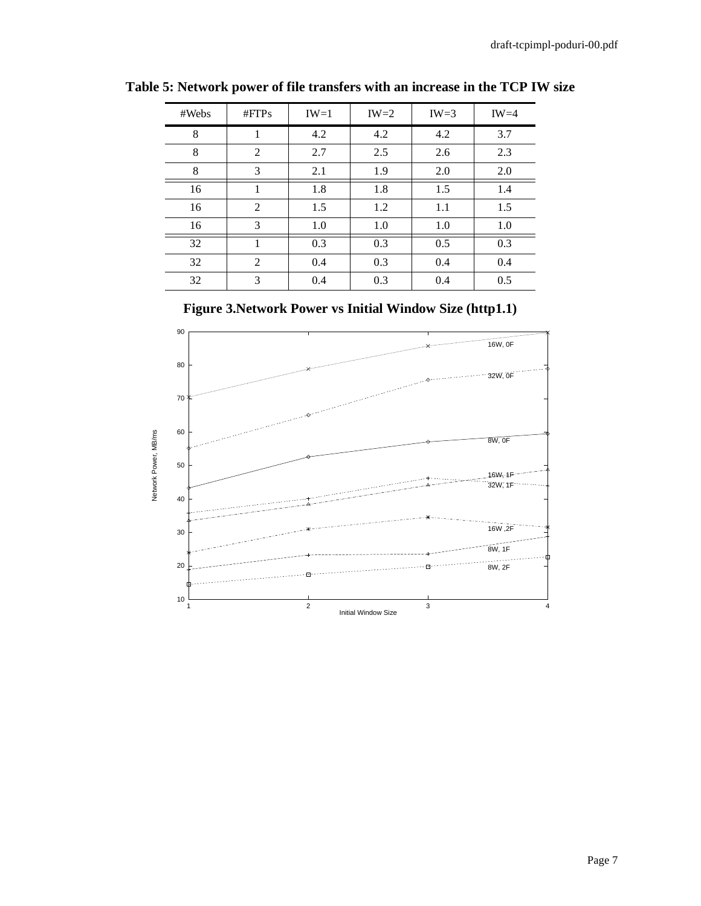**Table 5: Network power of file transfers with an increase in the TCP IW size**

| #Webs | #FTPs | IW=1 | IW=2 | IW=3 | IW=4 |
|---|---|---|---|---|---|
| 8 | 1 | 4.2 | 4.2 | 4.2 | 3.7 |
| 8 | 2 | 2.7 | 2.5 | 2.6 | 2.3 |
| 8 | 3 | 2.1 | 1.9 | 2.0 | 2.0 |
| 16 | 1 | 1.8 | 1.8 | 1.5 | 1.4 |
| 16 | 2 | 1.5 | 1.2 | 1.1 | 1.5 |
| 16 | 3 | 1.0 | 1.0 | 1.0 | 1.0 |
| 32 | 1 | 0.3 | 0.3 | 0.5 | 0.3 |
| 32 | 2 | 0.4 | 0.3 | 0.4 | 0.4 |
| 32 | 3 | 0.4 | 0.3 | 0.4 | 0.5 |

**Figure 3.Network Power vs Initial Window Size (http1.1)**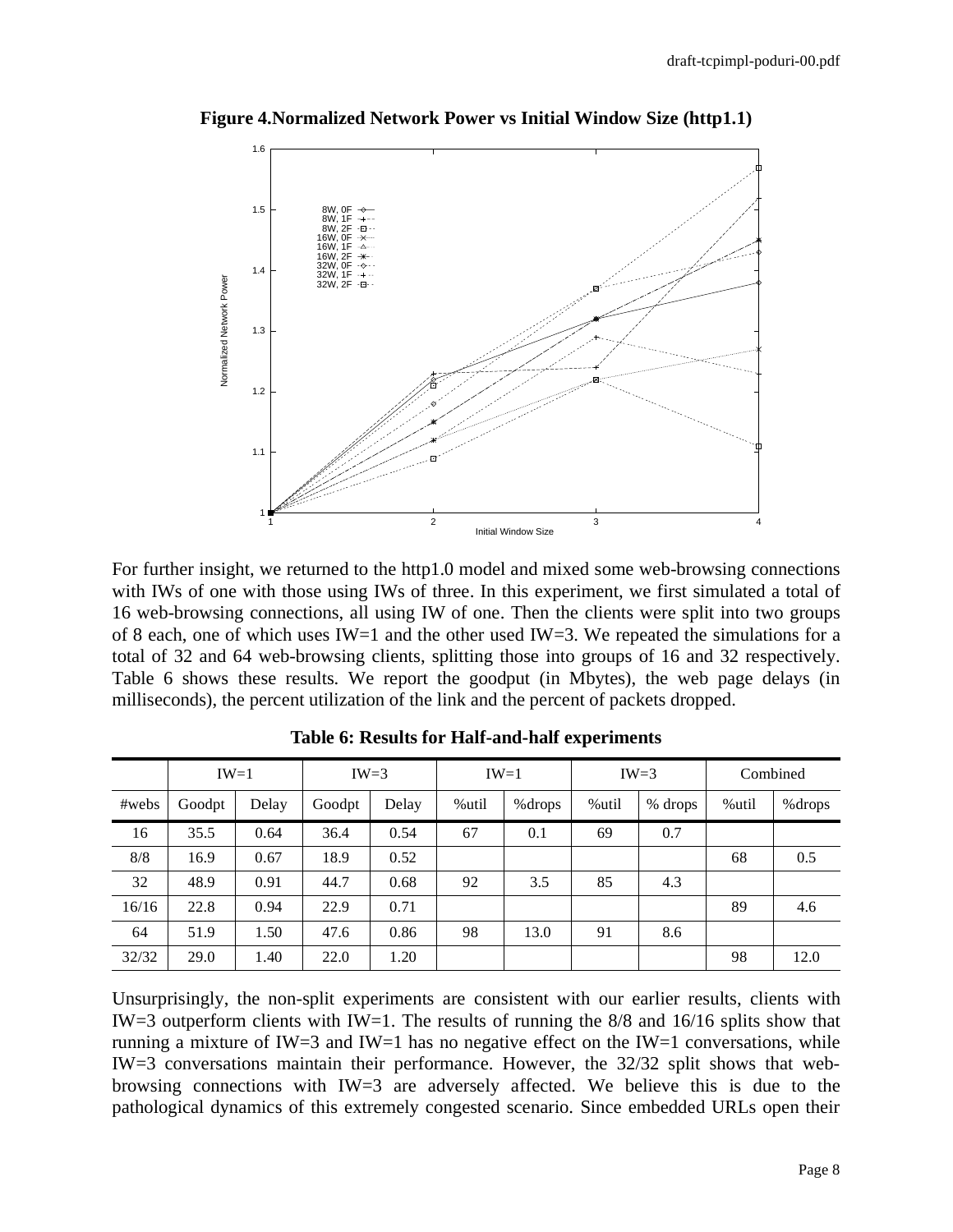**Figure 4.Normalized Network Power vs Initial Window Size (http1.1)**

For further insight, we returned to the http1.0 model and mixed some web-browsing connections with IWs of one with those using IWs of three. In this experiment, we first simulated a total of 16 web-browsing connections, all using IW of one. Then the clients were split into two groups of 8 each, one of which uses IW=1 and the other used IW=3. We repeated the simulations for a total of 32 and 64 web-browsing clients, splitting those into groups of 16 and 32 respectively. Table 6 shows these results. We report the goodput (in Mbytes), the web page delays (in milliseconds), the percent utilization of the link and the percent of packets dropped.

**Table 6: Results for Half-and-half experiments**

| | IW=1 | | IW=3 | | IW=1 | | IW=3 | | Combined | |
|---|---|---|---|---|---|---|---|---|---|---|
| #webs | Goodpt | Delay | Goodpt | Delay | %util | %drops | %util | % drops | %util | %drops |
| 16 | 35.5 | 0.64 | 36.4 | 0.54 | 67 | 0.1 | 69 | 0.7 | | |
| 8/8 | 16.9 | 0.67 | 18.9 | 0.52 | | | | | 68 | 0.5 |
| 32 | 48.9 | 0.91 | 44.7 | 0.68 | 92 | 3.5 | 85 | 4.3 | | |
| 16/16 | 22.8 | 0.94 | 22.9 | 0.71 | | | | | 89 | 4.6 |
| 64 | 51.9 | 1.50 | 47.6 | 0.86 | 98 | 13.0 | 91 | 8.6 | | |
| 32/32 | 29.0 | 1.40 | 22.0 | 1.20 | | | | | 98 | 12.0 |

Unsurprisingly, the non-split experiments are consistent with our earlier results, clients with IW=3 outperform clients with IW=1. The results of running the 8/8 and 16/16 splits show that running a mixture of IW=3 and IW=1 has no negative effect on the IW=1 conversations, while IW=3 conversations maintain their performance. However, the 32/32 split shows that web-browsing connections with IW=3 are adversely affected. We believe this is due to the pathological dynamics of this extremely congested scenario. Since embedded URLs open their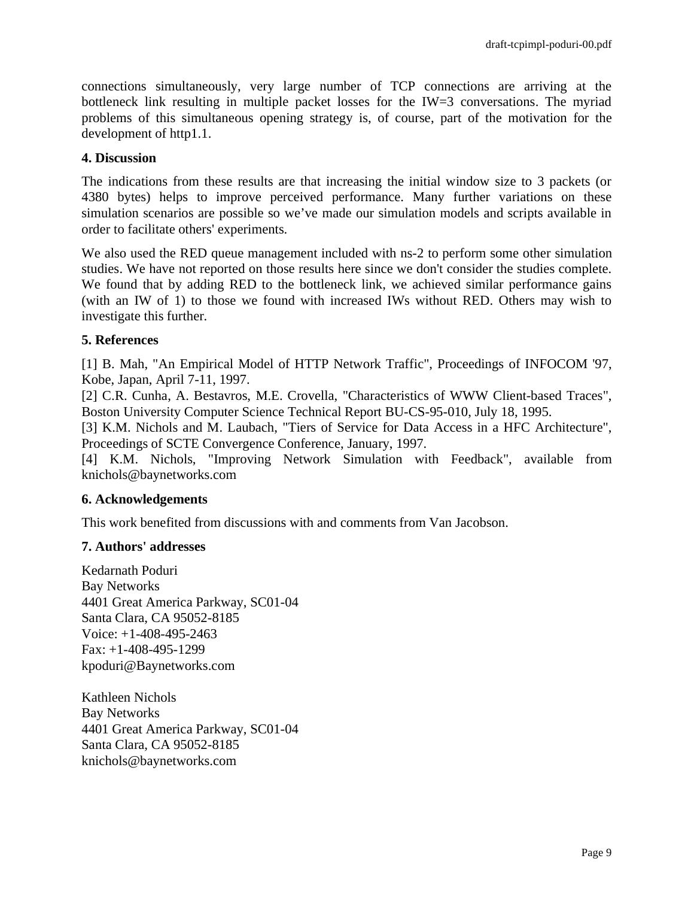connections simultaneously, very large number of TCP connections are arriving at the bottleneck link resulting in multiple packet losses for the IW=3 conversations. The myriad problems of this simultaneous opening strategy is, of course, part of the motivation for the development of http1.1.

## 4. Discussion

The indications from these results are that increasing the initial window size to 3 packets (or 4380 bytes) helps to improve perceived performance. Many further variations on these simulation scenarios are possible so we've made our simulation models and scripts available in order to facilitate others' experiments.

We also used the RED queue management included with ns-2 to perform some other simulation studies. We have not reported on those results here since we don't consider the studies complete. We found that by adding RED to the bottleneck link, we achieved similar performance gains (with an IW of 1) to those we found with increased IWs without RED. Others may wish to investigate this further.

## 5. References

[1] B. Mah, "An Empirical Model of HTTP Network Traffic", Proceedings of INFOCOM '97, Kobe, Japan, April 7-11, 1997.
[2] C.R. Cunha, A. Bestavros, M.E. Crovella, "Characteristics of WWW Client-based Traces", Boston University Computer Science Technical Report BU-CS-95-010, July 18, 1995.
[3] K.M. Nichols and M. Laubach, "Tiers of Service for Data Access in a HFC Architecture", Proceedings of SCTE Convergence Conference, January, 1997.
[4] K.M. Nichols, "Improving Network Simulation with Feedback", available from knichols@baynetworks.com

## 6. Acknowledgements

This work benefited from discussions with and comments from Van Jacobson.

## 7. Authors' addresses

Kedarnath Poduri
Bay Networks
4401 Great America Parkway, SC01-04
Santa Clara, CA 95052-8185
Voice: +1-408-495-2463
Fax: +1-408-495-1299
kpoduri@Baynetworks.com

Kathleen Nichols
Bay Networks
4401 Great America Parkway, SC01-04
Santa Clara, CA 95052-8185
knichols@baynetworks.com